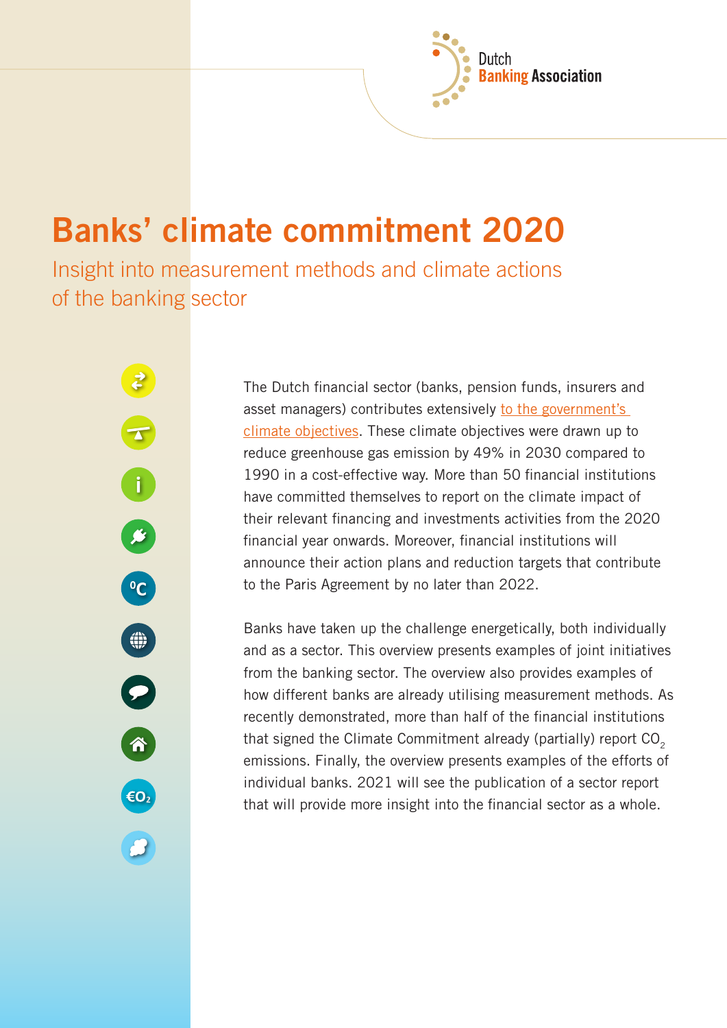Dutch Banking Association

# Banks' climate commitment 2020

## Insight into measurement methods and climate actions of the banking sector

The Dutch financial sector (banks, pension funds, insurers and asset managers) contributes extensively to the government's climate objectives. These climate objectives were drawn up to reduce greenhouse gas emission by 49% in 2030 compared to 1990 in a cost-effective way. More than 50 financial institutions have committed themselves to report on the climate impact of their relevant financing and investments activities from the 2020 financial year onwards. Moreover, financial institutions will announce their action plans and reduction targets that contribute to the Paris Agreement by no later than 2022.

Banks have taken up the challenge energetically, both individually and as a sector. This overview presents examples of joint initiatives from the banking sector. The overview also provides examples of how different banks are already utilising measurement methods. As recently demonstrated, more than half of the financial institutions that signed the Climate Commitment already (partially) report $CO_2$ emissions. Finally, the overview presents examples of the efforts of individual banks. 2021 will see the publication of a sector report that will provide more insight into the financial sector as a whole.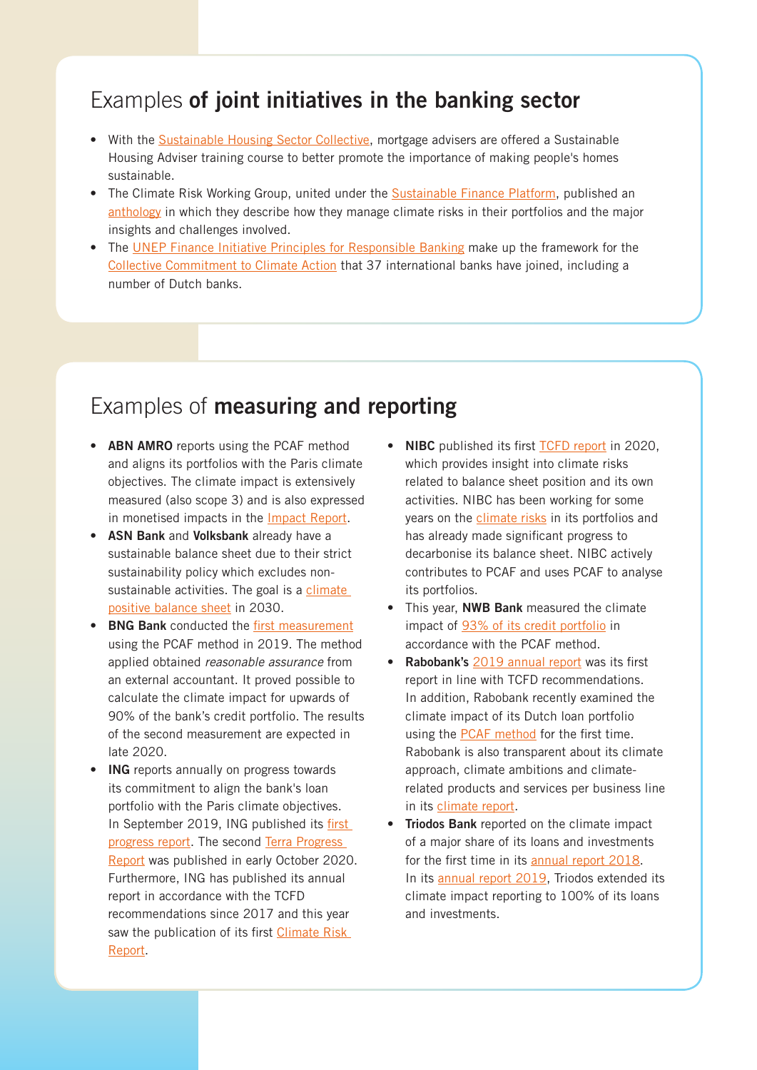## Examples **of joint initiatives in the banking sector**

- With the Sustainable Housing Sector Collective, mortgage advisers are offered a Sustainable Housing Adviser training course to better promote the importance of making people's homes sustainable.
- The Climate Risk Working Group, united under the Sustainable Finance Platform, published an anthology in which they describe how they manage climate risks in their portfolios and the major insights and challenges involved.
- The UNEP Finance Initiative Principles for Responsible Banking make up the framework for the Collective Commitment to Climate Action that 37 international banks have joined, including a number of Dutch banks.

## Examples of **measuring and reporting**

- **ABN AMRO** reports using the PCAF method and aligns its portfolios with the Paris climate objectives. The climate impact is extensively measured (also scope 3) and is also expressed in monetised impacts in the Impact Report.
- **ASN Bank** and **Volksbank** already have a sustainable balance sheet due to their strict sustainability policy which excludes non-sustainable activities. The goal is a climate positive balance sheet in 2030.
- **BNG Bank** conducted the first measurement using the PCAF method in 2019. The method applied obtained *reasonable assurance* from an external accountant. It proved possible to calculate the climate impact for upwards of 90% of the bank's credit portfolio. The results of the second measurement are expected in late 2020.
- **ING** reports annually on progress towards its commitment to align the bank's loan portfolio with the Paris climate objectives. In September 2019, ING published its first progress report. The second Terra Progress Report was published in early October 2020. Furthermore, ING has published its annual report in accordance with the TCFD recommendations since 2017 and this year saw the publication of its first Climate Risk Report.
- **NIBC** published its first TCFD report in 2020, which provides insight into climate risks related to balance sheet position and its own activities. NIBC has been working for some years on the climate risks in its portfolios and has already made significant progress to decarbonise its balance sheet. NIBC actively contributes to PCAF and uses PCAF to analyse its portfolios.
- This year, **NWB Bank** measured the climate impact of 93% of its credit portfolio in accordance with the PCAF method.
- **Rabobank's** 2019 annual report was its first report in line with TCFD recommendations. In addition, Rabobank recently examined the climate impact of its Dutch loan portfolio using the PCAF method for the first time. Rabobank is also transparent about its climate approach, climate ambitions and climate-related products and services per business line in its climate report.
- **Triodos Bank** reported on the climate impact of a major share of its loans and investments for the first time in its annual report 2018. In its annual report 2019, Triodos extended its climate impact reporting to 100% of its loans and investments.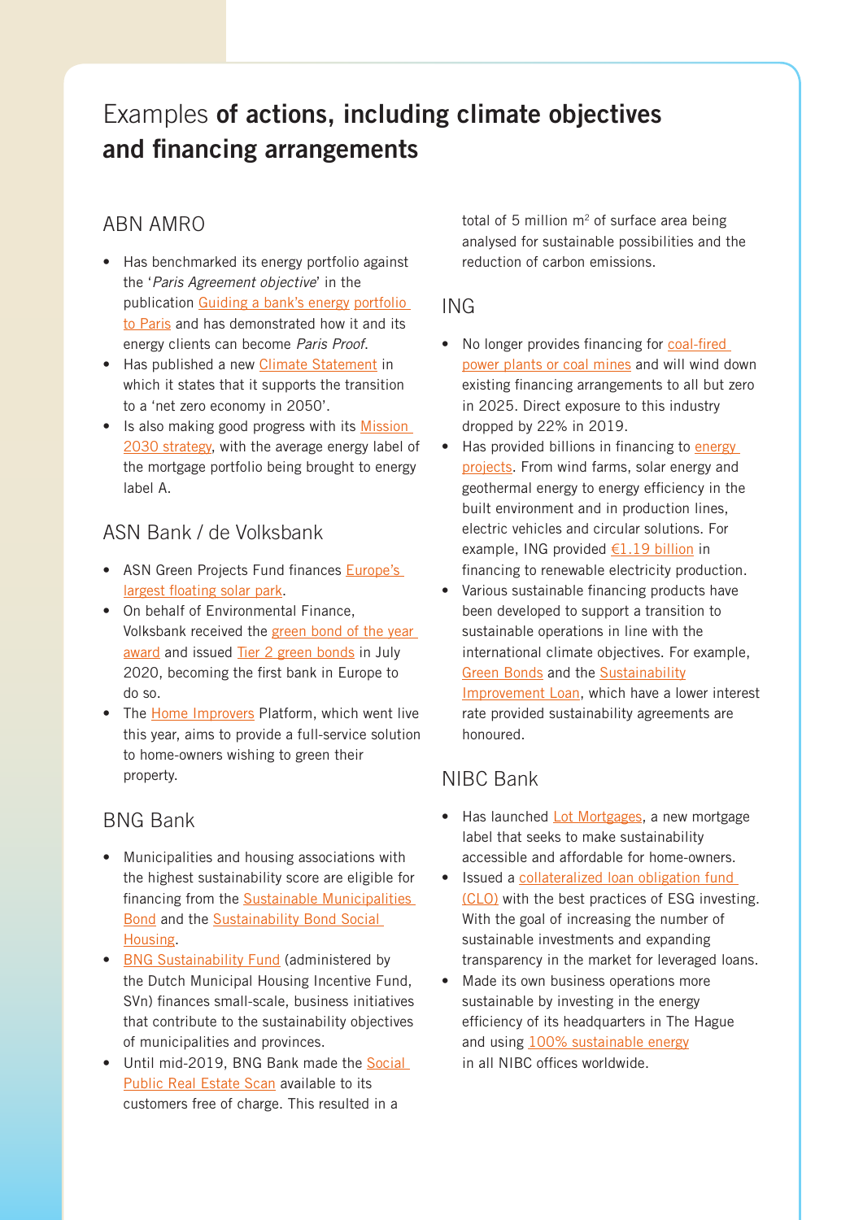# Examples **of actions, including climate objectives and financing arrangements**

## ABN AMRO

- Has benchmarked its energy portfolio against the '*Paris Agreement objective*' in the publication Guiding a bank's energy portfolio to Paris and has demonstrated how it and its energy clients can become *Paris Proof*.
- Has published a new Climate Statement in which it states that it supports the transition to a 'net zero economy in 2050'.
- Is also making good progress with its Mission 2030 strategy, with the average energy label of the mortgage portfolio being brought to energy label A.

## ASN Bank / de Volksbank

- ASN Green Projects Fund finances Europe's largest floating solar park.
- On behalf of Environmental Finance, Volksbank received the green bond of the year award and issued Tier 2 green bonds in July 2020, becoming the first bank in Europe to do so.
- The Home Improvers Platform, which went live this year, aims to provide a full-service solution to home-owners wishing to green their property.

## BNG Bank

- Municipalities and housing associations with the highest sustainability score are eligible for financing from the Sustainable Municipalities Bond and the Sustainability Bond Social Housing.
- BNG Sustainability Fund (administered by the Dutch Municipal Housing Incentive Fund, SVn) finances small-scale, business initiatives that contribute to the sustainability objectives of municipalities and provinces.
- Until mid-2019, BNG Bank made the Social Public Real Estate Scan available to its customers free of charge. This resulted in a total of 5 million m$^2$ of surface area being analysed for sustainable possibilities and the reduction of carbon emissions.

## ING

- No longer provides financing for coal-fired power plants or coal mines and will wind down existing financing arrangements to all but zero in 2025. Direct exposure to this industry dropped by 22% in 2019.
- Has provided billions in financing to energy projects. From wind farms, solar energy and geothermal energy to energy efficiency in the built environment and in production lines, electric vehicles and circular solutions. For example, ING provided €1.19 billion in financing to renewable electricity production.
- Various sustainable financing products have been developed to support a transition to sustainable operations in line with the international climate objectives. For example, Green Bonds and the Sustainability Improvement Loan, which have a lower interest rate provided sustainability agreements are honoured.

## NIBC Bank

- Has launched Lot Mortgages, a new mortgage label that seeks to make sustainability accessible and affordable for home-owners.
- Issued a collateralized loan obligation fund (CLO) with the best practices of ESG investing. With the goal of increasing the number of sustainable investments and expanding transparency in the market for leveraged loans.
- Made its own business operations more sustainable by investing in the energy efficiency of its headquarters in The Hague and using 100% sustainable energy in all NIBC offices worldwide.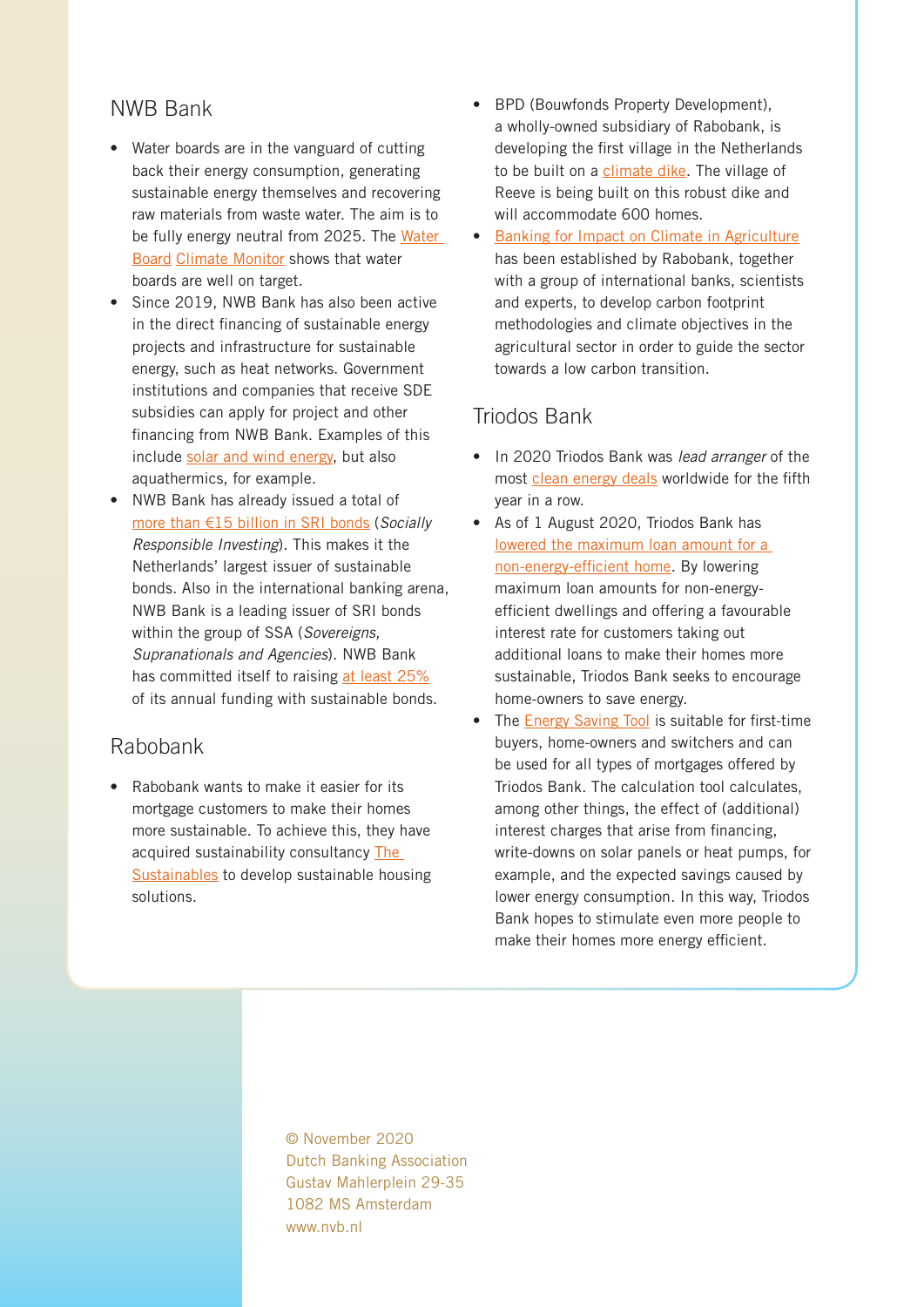## NWB Bank

- Water boards are in the vanguard of cutting back their energy consumption, generating sustainable energy themselves and recovering raw materials from waste water. The aim is to be fully energy neutral from 2025. The Water Board Climate Monitor shows that water boards are well on target.
- Since 2019, NWB Bank has also been active in the direct financing of sustainable energy projects and infrastructure for sustainable energy, such as heat networks. Government institutions and companies that receive SDE subsidies can apply for project and other financing from NWB Bank. Examples of this include solar and wind energy, but also aquathermics, for example.
- NWB Bank has already issued a total of more than €15 billion in SRI bonds (*Socially Responsible Investing*). This makes it the Netherlands' largest issuer of sustainable bonds. Also in the international banking arena, NWB Bank is a leading issuer of SRI bonds within the group of SSA (*Sovereigns, Supranationals and Agencies*). NWB Bank has committed itself to raising at least 25% of its annual funding with sustainable bonds.

## Rabobank

- Rabobank wants to make it easier for its mortgage customers to make their homes more sustainable. To achieve this, they have acquired sustainability consultancy The Sustainables to develop sustainable housing solutions.
- BPD (Bouwfonds Property Development), a wholly-owned subsidiary of Rabobank, is developing the first village in the Netherlands to be built on a climate dike. The village of Reeve is being built on this robust dike and will accommodate 600 homes.
- Banking for Impact on Climate in Agriculture has been established by Rabobank, together with a group of international banks, scientists and experts, to develop carbon footprint methodologies and climate objectives in the agricultural sector in order to guide the sector towards a low carbon transition.

## Triodos Bank

- In 2020 Triodos Bank was *lead arranger* of the most clean energy deals worldwide for the fifth year in a row.
- As of 1 August 2020, Triodos Bank has lowered the maximum loan amount for a non-energy-efficient home. By lowering maximum loan amounts for non-energy-efficient dwellings and offering a favourable interest rate for customers taking out additional loans to make their homes more sustainable, Triodos Bank seeks to encourage home-owners to save energy.
- The Energy Saving Tool is suitable for first-time buyers, home-owners and switchers and can be used for all types of mortgages offered by Triodos Bank. The calculation tool calculates, among other things, the effect of (additional) interest charges that arise from financing, write-downs on solar panels or heat pumps, for example, and the expected savings caused by lower energy consumption. In this way, Triodos Bank hopes to stimulate even more people to make their homes more energy efficient.

© November 2020
Dutch Banking Association
Gustav Mahlerplein 29-35
1082 MS Amsterdam
www.nvb.nl